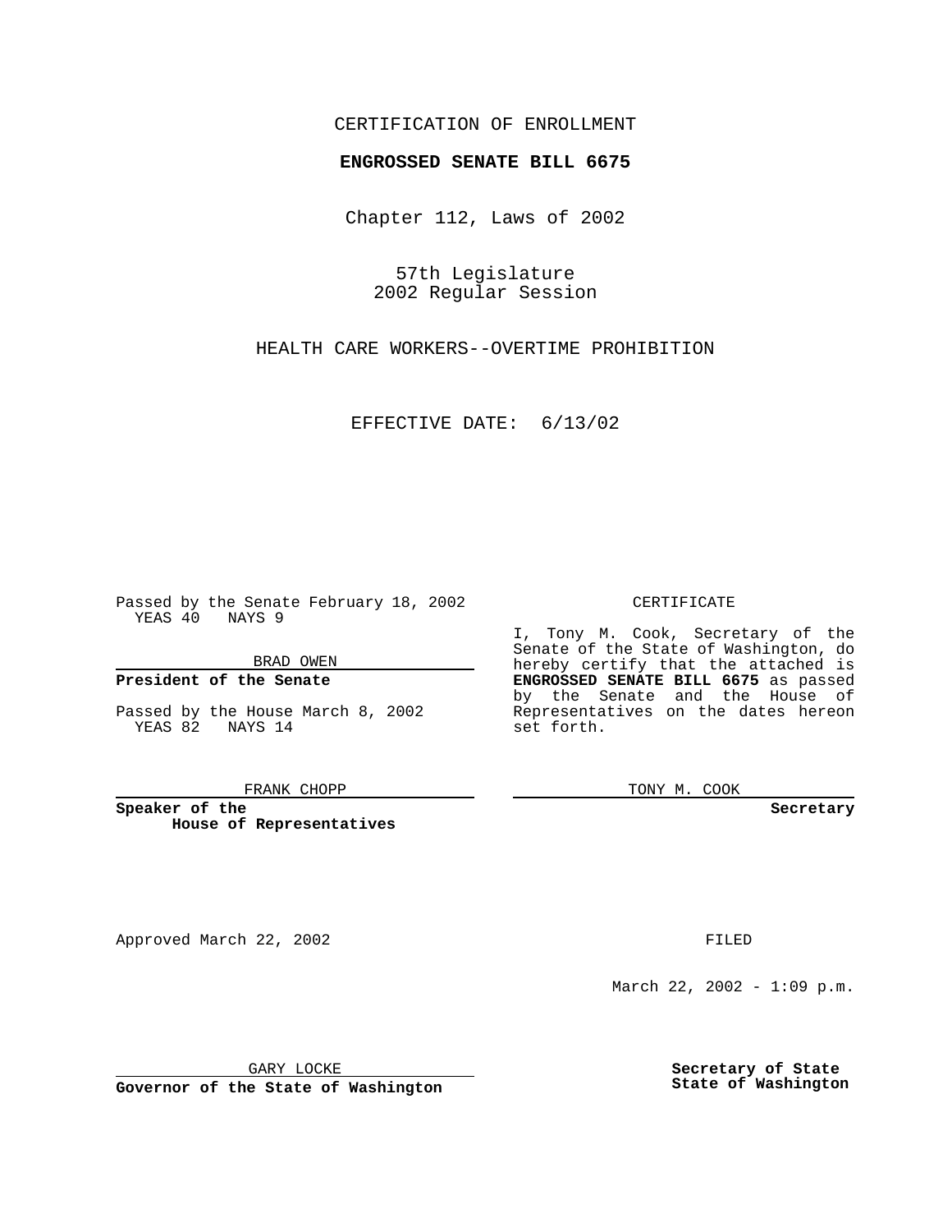CERTIFICATION OF ENROLLMENT

**ENGROSSED SENATE BILL 6675**

Chapter 112, Laws of 2002

57th Legislature
2002 Regular Session

HEALTH CARE WORKERS--OVERTIME PROHIBITION

EFFECTIVE DATE: 6/13/02

Passed by the Senate February 18, 2002
YEAS 40 NAYS 9

BRAD OWEN

**President of the Senate**

Passed by the House March 8, 2002
YEAS 82 NAYS 14

FRANK CHOPP

**Speaker of the House of Representatives**

CERTIFICATE

I, Tony M. Cook, Secretary of the Senate of the State of Washington, do hereby certify that the attached is **ENGROSSED SENATE BILL 6675** as passed by the Senate and the House of Representatives on the dates hereon set forth.

TONY M. COOK

**Secretary**

Approved March 22, 2002

GARY LOCKE

**Governor of the State of Washington**

FILED

March 22, 2002 - 1:09 p.m.

**Secretary of State**
**State of Washington**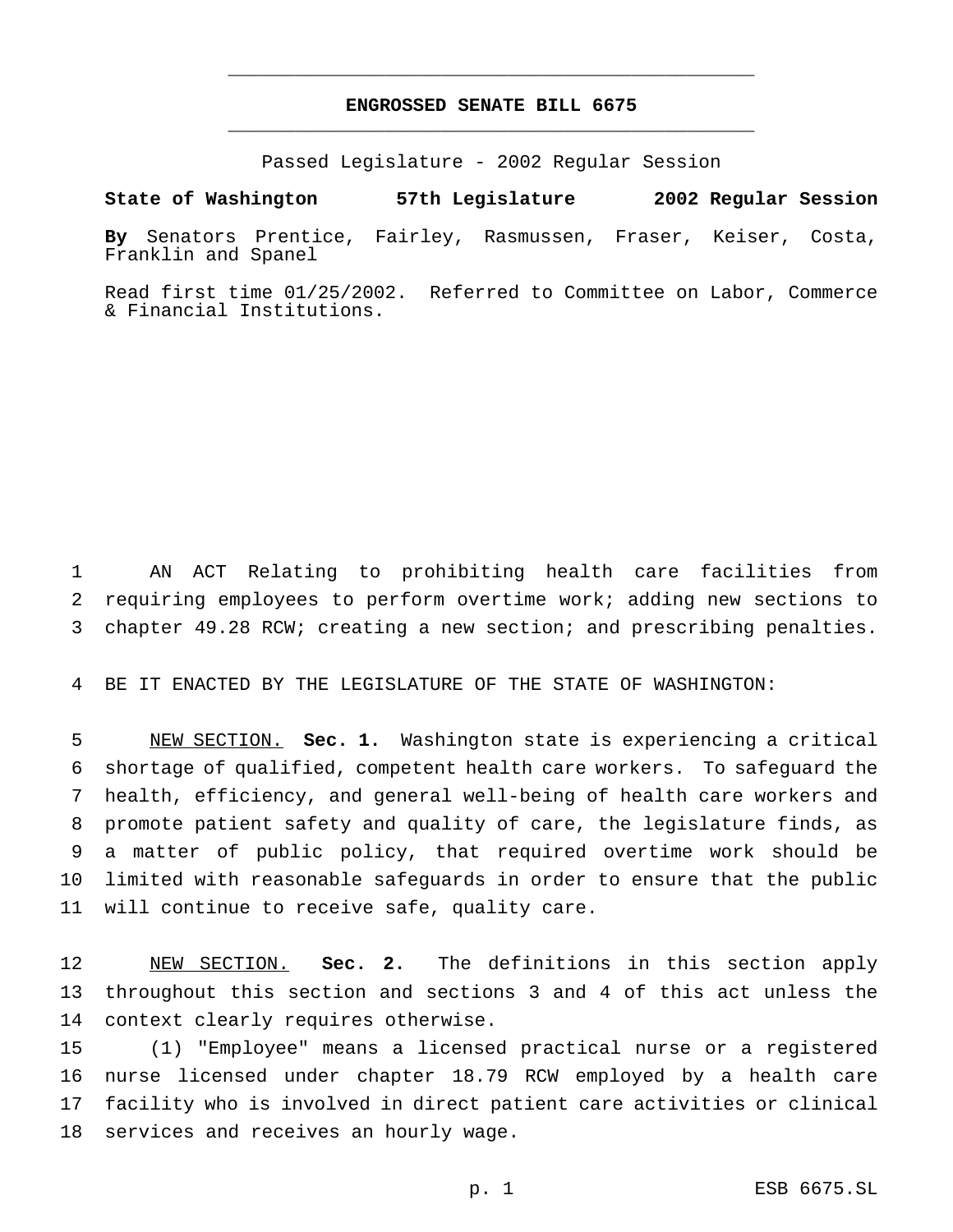# ENGROSSED SENATE BILL 6675

Passed Legislature - 2002 Regular Session

**State of Washington 57th Legislature 2002 Regular Session**

**By** Senators Prentice, Fairley, Rasmussen, Fraser, Keiser, Costa, Franklin and Spanel

Read first time 01/25/2002. Referred to Committee on Labor, Commerce & Financial Institutions.

AN ACT Relating to prohibiting health care facilities from requiring employees to perform overtime work; adding new sections to chapter 49.28 RCW; creating a new section; and prescribing penalties.

BE IT ENACTED BY THE LEGISLATURE OF THE STATE OF WASHINGTON:

NEW SECTION. **Sec. 1.** Washington state is experiencing a critical shortage of qualified, competent health care workers. To safeguard the health, efficiency, and general well-being of health care workers and promote patient safety and quality of care, the legislature finds, as a matter of public policy, that required overtime work should be limited with reasonable safeguards in order to ensure that the public will continue to receive safe, quality care.

NEW SECTION. **Sec. 2.** The definitions in this section apply throughout this section and sections 3 and 4 of this act unless the context clearly requires otherwise.

(1) "Employee" means a licensed practical nurse or a registered nurse licensed under chapter 18.79 RCW employed by a health care facility who is involved in direct patient care activities or clinical services and receives an hourly wage.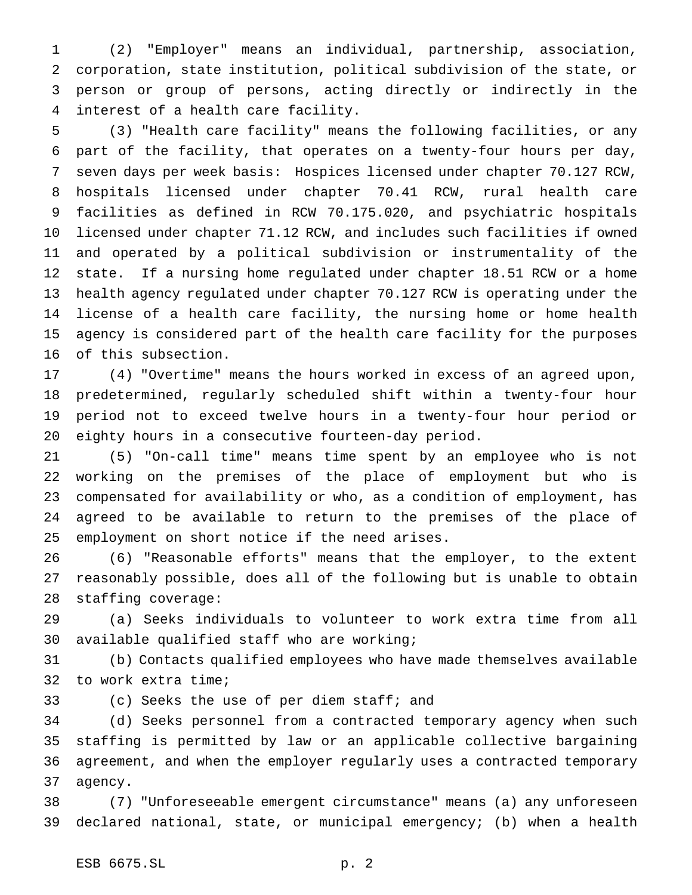(2) "Employer" means an individual, partnership, association, corporation, state institution, political subdivision of the state, or person or group of persons, acting directly or indirectly in the interest of a health care facility.

(3) "Health care facility" means the following facilities, or any part of the facility, that operates on a twenty-four hours per day, seven days per week basis: Hospices licensed under chapter 70.127 RCW, hospitals licensed under chapter 70.41 RCW, rural health care facilities as defined in RCW 70.175.020, and psychiatric hospitals licensed under chapter 71.12 RCW, and includes such facilities if owned and operated by a political subdivision or instrumentality of the state. If a nursing home regulated under chapter 18.51 RCW or a home health agency regulated under chapter 70.127 RCW is operating under the license of a health care facility, the nursing home or home health agency is considered part of the health care facility for the purposes of this subsection.

(4) "Overtime" means the hours worked in excess of an agreed upon, predetermined, regularly scheduled shift within a twenty-four hour period not to exceed twelve hours in a twenty-four hour period or eighty hours in a consecutive fourteen-day period.

(5) "On-call time" means time spent by an employee who is not working on the premises of the place of employment but who is compensated for availability or who, as a condition of employment, has agreed to be available to return to the premises of the place of employment on short notice if the need arises.

(6) "Reasonable efforts" means that the employer, to the extent reasonably possible, does all of the following but is unable to obtain staffing coverage:

(a) Seeks individuals to volunteer to work extra time from all available qualified staff who are working;

(b) Contacts qualified employees who have made themselves available to work extra time;

(c) Seeks the use of per diem staff; and

(d) Seeks personnel from a contracted temporary agency when such staffing is permitted by law or an applicable collective bargaining agreement, and when the employer regularly uses a contracted temporary agency.

(7) "Unforeseeable emergent circumstance" means (a) any unforeseen declared national, state, or municipal emergency; (b) when a health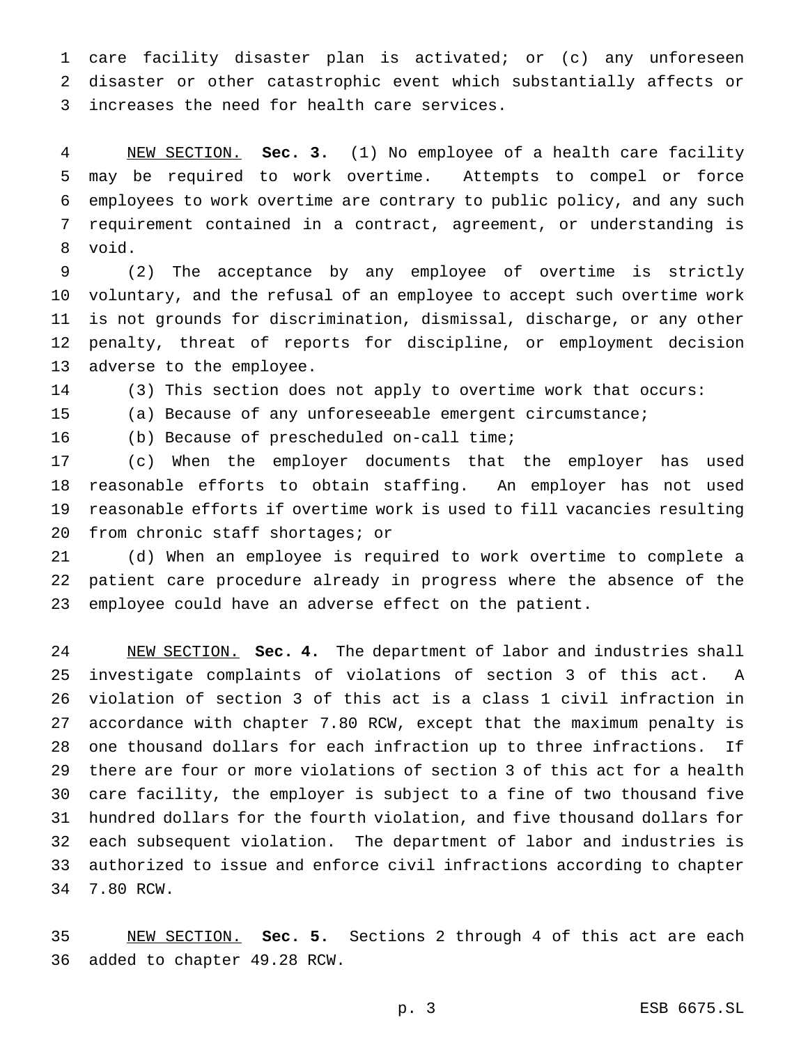care facility disaster plan is activated; or (c) any unforeseen disaster or other catastrophic event which substantially affects or increases the need for health care services.

NEW SECTION. **Sec. 3.** (1) No employee of a health care facility may be required to work overtime. Attempts to compel or force employees to work overtime are contrary to public policy, and any such requirement contained in a contract, agreement, or understanding is void.

(2) The acceptance by any employee of overtime is strictly voluntary, and the refusal of an employee to accept such overtime work is not grounds for discrimination, dismissal, discharge, or any other penalty, threat of reports for discipline, or employment decision adverse to the employee.

(3) This section does not apply to overtime work that occurs:

(a) Because of any unforeseeable emergent circumstance;

(b) Because of prescheduled on-call time;

(c) When the employer documents that the employer has used reasonable efforts to obtain staffing. An employer has not used reasonable efforts if overtime work is used to fill vacancies resulting from chronic staff shortages; or

(d) When an employee is required to work overtime to complete a patient care procedure already in progress where the absence of the employee could have an adverse effect on the patient.

NEW SECTION. **Sec. 4.** The department of labor and industries shall investigate complaints of violations of section 3 of this act. A violation of section 3 of this act is a class 1 civil infraction in accordance with chapter 7.80 RCW, except that the maximum penalty is one thousand dollars for each infraction up to three infractions. If there are four or more violations of section 3 of this act for a health care facility, the employer is subject to a fine of two thousand five hundred dollars for the fourth violation, and five thousand dollars for each subsequent violation. The department of labor and industries is authorized to issue and enforce civil infractions according to chapter 7.80 RCW.

NEW SECTION. **Sec. 5.** Sections 2 through 4 of this act are each added to chapter 49.28 RCW.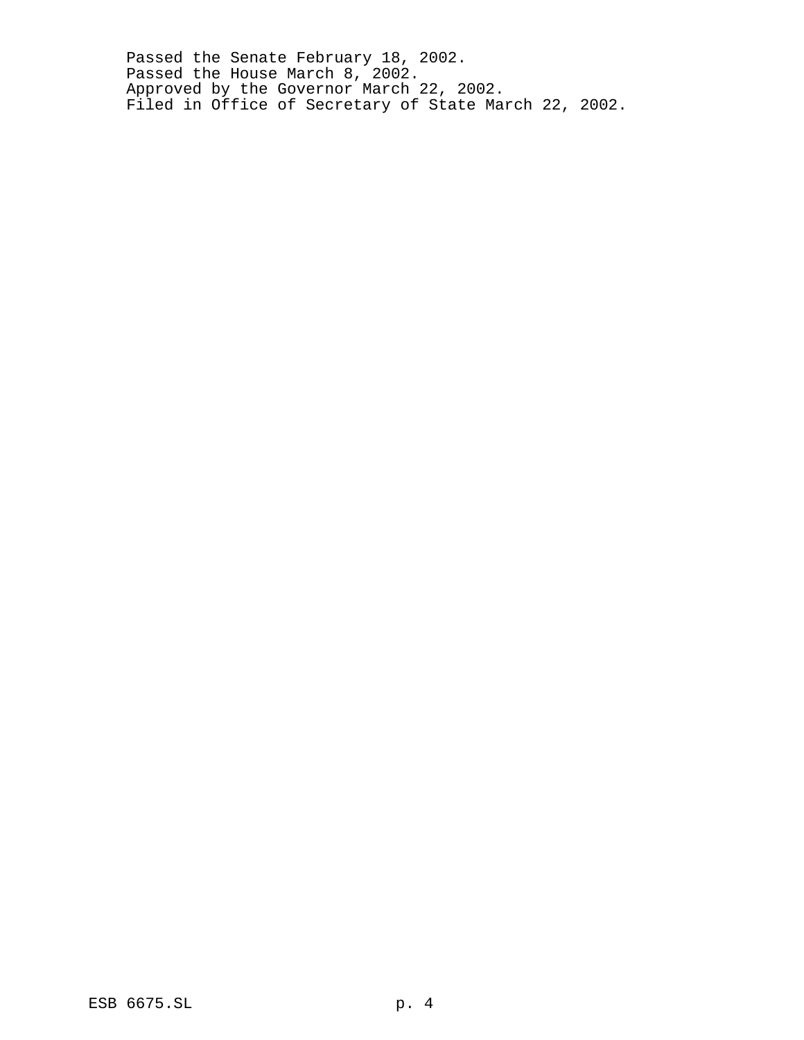Passed the Senate February 18, 2002.
Passed the House March 8, 2002.
Approved by the Governor March 22, 2002.
Filed in Office of Secretary of State March 22, 2002.